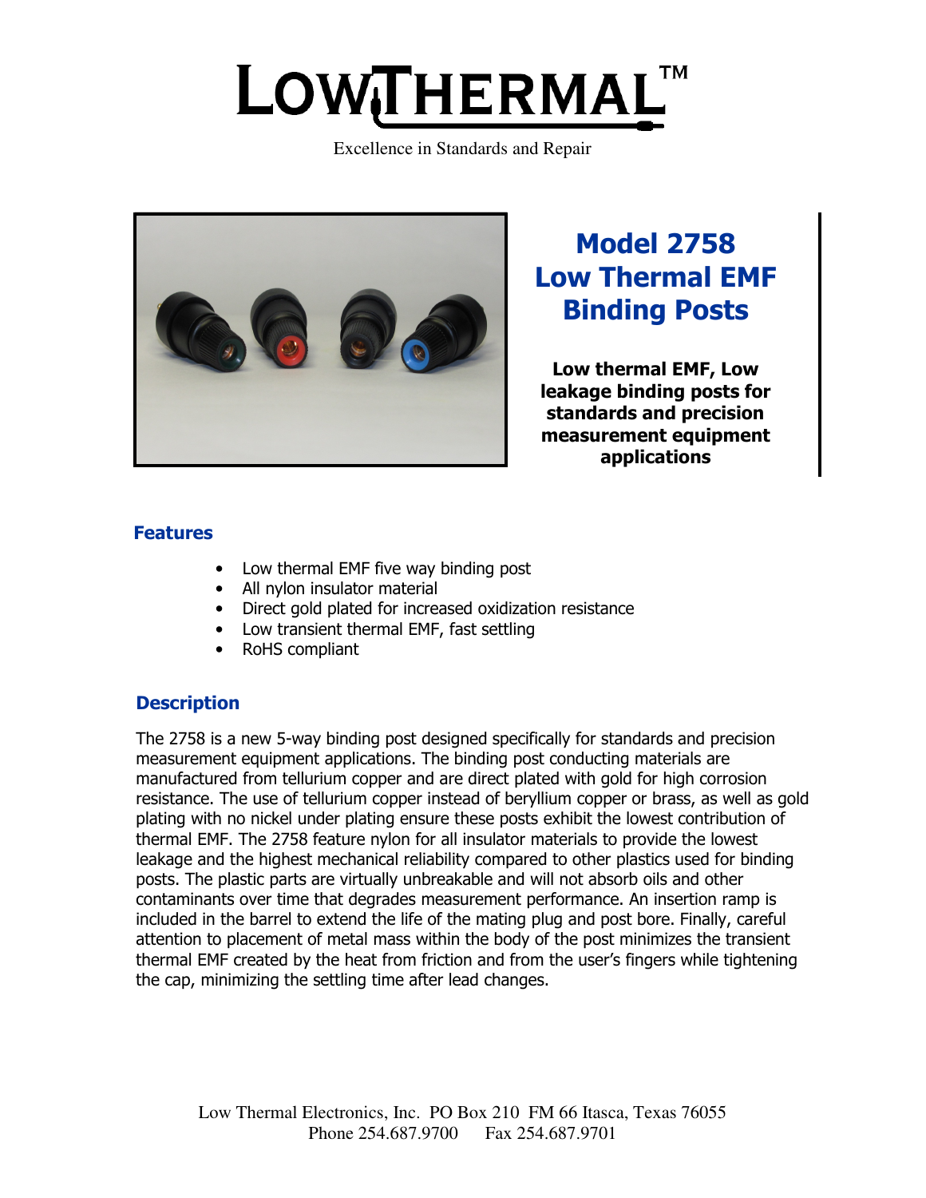# LowThermal™

Excellence in Standards and Repair

## Model 2758 Low Thermal EMF Binding Posts

**Low thermal EMF, Low leakage binding posts for standards and precision measurement equipment applications**

### Features

- Low thermal EMF five way binding post
- All nylon insulator material
- Direct gold plated for increased oxidization resistance
- Low transient thermal EMF, fast settling
- RoHS compliant

### Description

The 2758 is a new 5-way binding post designed specifically for standards and precision measurement equipment applications. The binding post conducting materials are manufactured from tellurium copper and are direct plated with gold for high corrosion resistance. The use of tellurium copper instead of beryllium copper or brass, as well as gold plating with no nickel under plating ensure these posts exhibit the lowest contribution of thermal EMF. The 2758 feature nylon for all insulator materials to provide the lowest leakage and the highest mechanical reliability compared to other plastics used for binding posts. The plastic parts are virtually unbreakable and will not absorb oils and other contaminants over time that degrades measurement performance. An insertion ramp is included in the barrel to extend the life of the mating plug and post bore. Finally, careful attention to placement of metal mass within the body of the post minimizes the transient thermal EMF created by the heat from friction and from the user's fingers while tightening the cap, minimizing the settling time after lead changes.

Low Thermal Electronics, Inc. PO Box 210 FM 66 Itasca, Texas 76055
Phone 254.687.9700 Fax 254.687.9701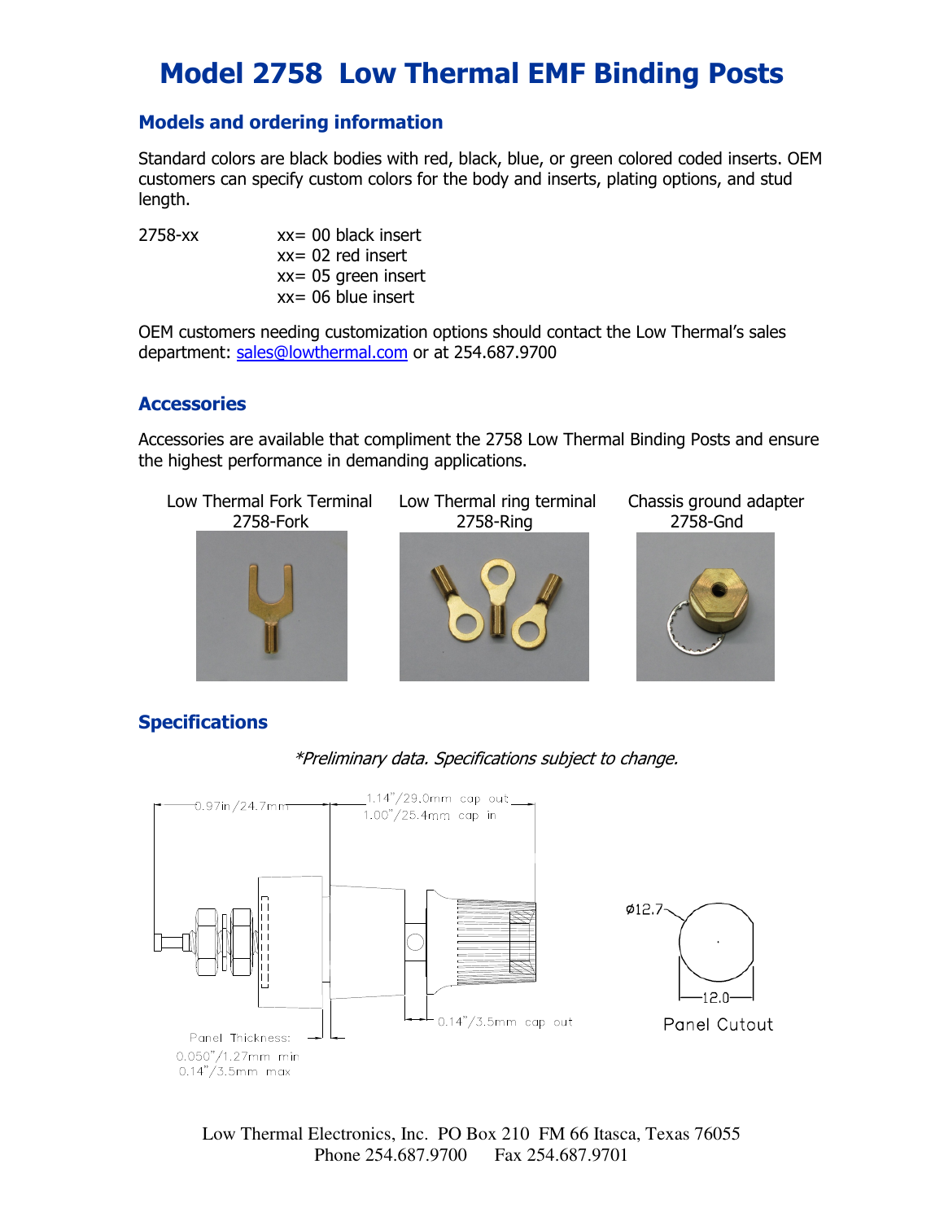# Model 2758 Low Thermal EMF Binding Posts

## Models and ordering information

Standard colors are black bodies with red, black, blue, or green colored coded inserts. OEM customers can specify custom colors for the body and inserts, plating options, and stud length.

| | |
|---|---|
| 2758-xx | xx= 00 black insert |
| | xx= 02 red insert |
| | xx= 05 green insert |
| | xx= 06 blue insert |

OEM customers needing customization options should contact the Low Thermal's sales department: sales@lowthermal.com or at 254.687.9700

## Accessories

Accessories are available that compliment the 2758 Low Thermal Binding Posts and ensure the highest performance in demanding applications.

Low Thermal Fork Terminal
2758-Fork

Low Thermal ring terminal
2758-Ring

Chassis ground adapter
2758-Gnd

## Specifications

*\*Preliminary data. Specifications subject to change.*

0.97in/24.7mm

1.14"/29.0mm cap out
1.00"/25.4mm cap in

0.14"/3.5mm cap out

Panel Thickness:
0.050"/1.27mm min
0.14"/3.5mm max

ø12.7

12.0

Panel Cutout

Low Thermal Electronics, Inc. PO Box 210 FM 66 Itasca, Texas 76055
Phone 254.687.9700 Fax 254.687.9701